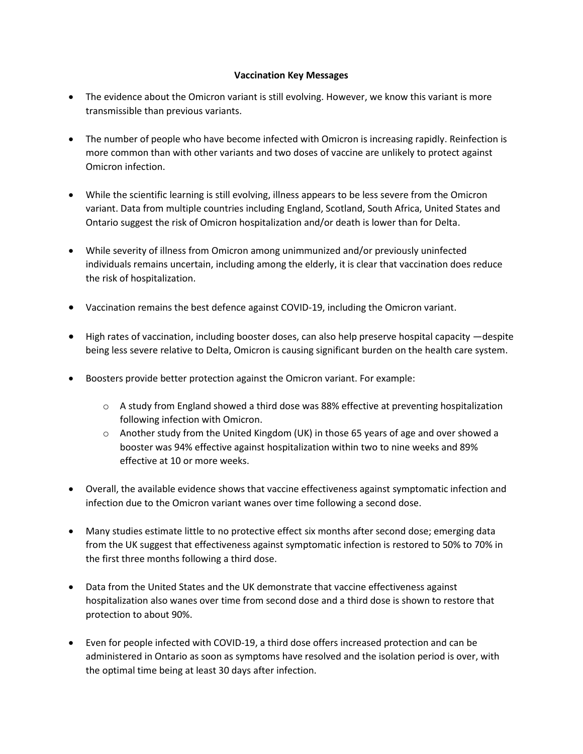# Vaccination Key Messages

- The evidence about the Omicron variant is still evolving. However, we know this variant is more transmissible than previous variants.

- The number of people who have become infected with Omicron is increasing rapidly. Reinfection is more common than with other variants and two doses of vaccine are unlikely to protect against Omicron infection.

- While the scientific learning is still evolving, illness appears to be less severe from the Omicron variant. Data from multiple countries including England, Scotland, South Africa, United States and Ontario suggest the risk of Omicron hospitalization and/or death is lower than for Delta.

- While severity of illness from Omicron among unimmunized and/or previously uninfected individuals remains uncertain, including among the elderly, it is clear that vaccination does reduce the risk of hospitalization.

- Vaccination remains the best defence against COVID-19, including the Omicron variant.

- High rates of vaccination, including booster doses, can also help preserve hospital capacity —despite being less severe relative to Delta, Omicron is causing significant burden on the health care system.

- Boosters provide better protection against the Omicron variant. For example:
  - A study from England showed a third dose was 88% effective at preventing hospitalization following infection with Omicron.
  - Another study from the United Kingdom (UK) in those 65 years of age and over showed a booster was 94% effective against hospitalization within two to nine weeks and 89% effective at 10 or more weeks.

- Overall, the available evidence shows that vaccine effectiveness against symptomatic infection and infection due to the Omicron variant wanes over time following a second dose.

- Many studies estimate little to no protective effect six months after second dose; emerging data from the UK suggest that effectiveness against symptomatic infection is restored to 50% to 70% in the first three months following a third dose.

- Data from the United States and the UK demonstrate that vaccine effectiveness against hospitalization also wanes over time from second dose and a third dose is shown to restore that protection to about 90%.

- Even for people infected with COVID-19, a third dose offers increased protection and can be administered in Ontario as soon as symptoms have resolved and the isolation period is over, with the optimal time being at least 30 days after infection.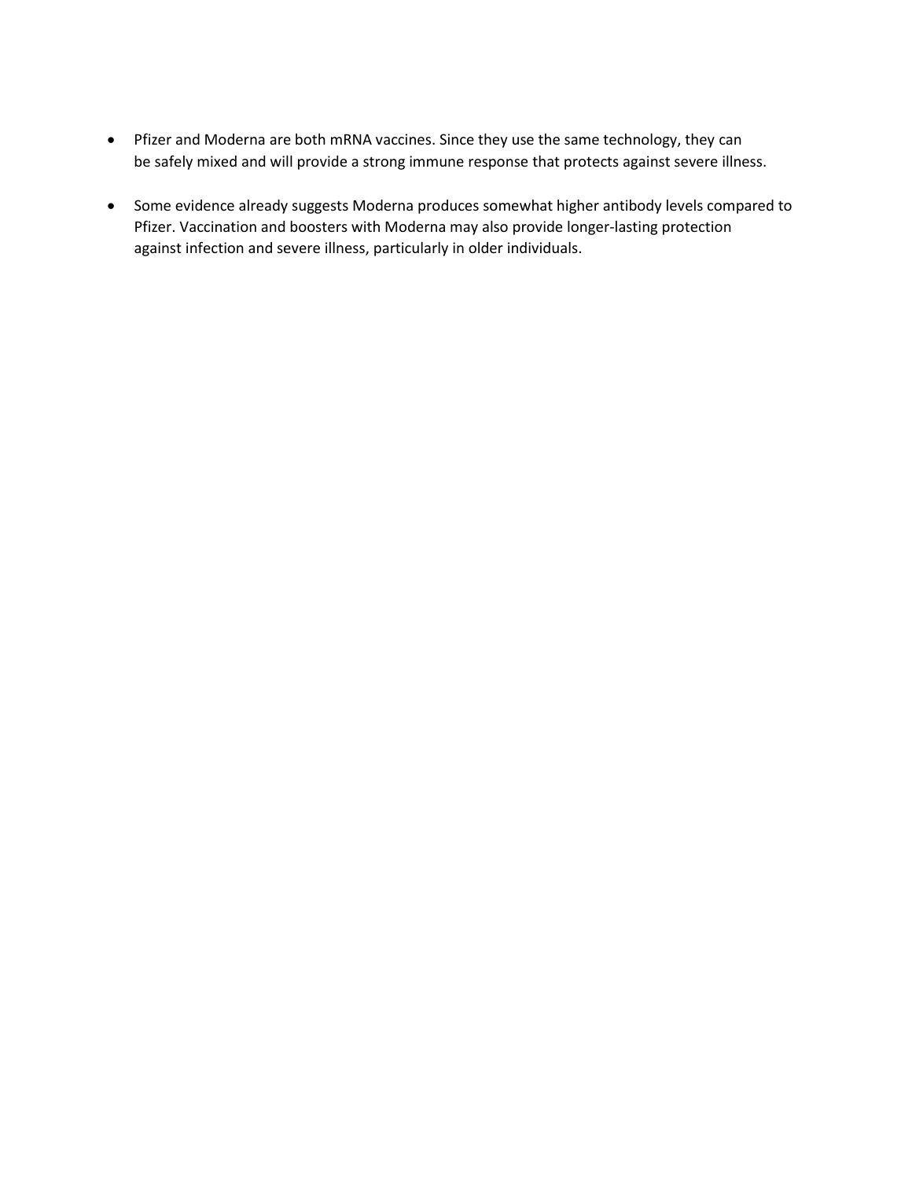- Pfizer and Moderna are both mRNA vaccines. Since they use the same technology, they can be safely mixed and will provide a strong immune response that protects against severe illness.

- Some evidence already suggests Moderna produces somewhat higher antibody levels compared to Pfizer. Vaccination and boosters with Moderna may also provide longer-lasting protection against infection and severe illness, particularly in older individuals.